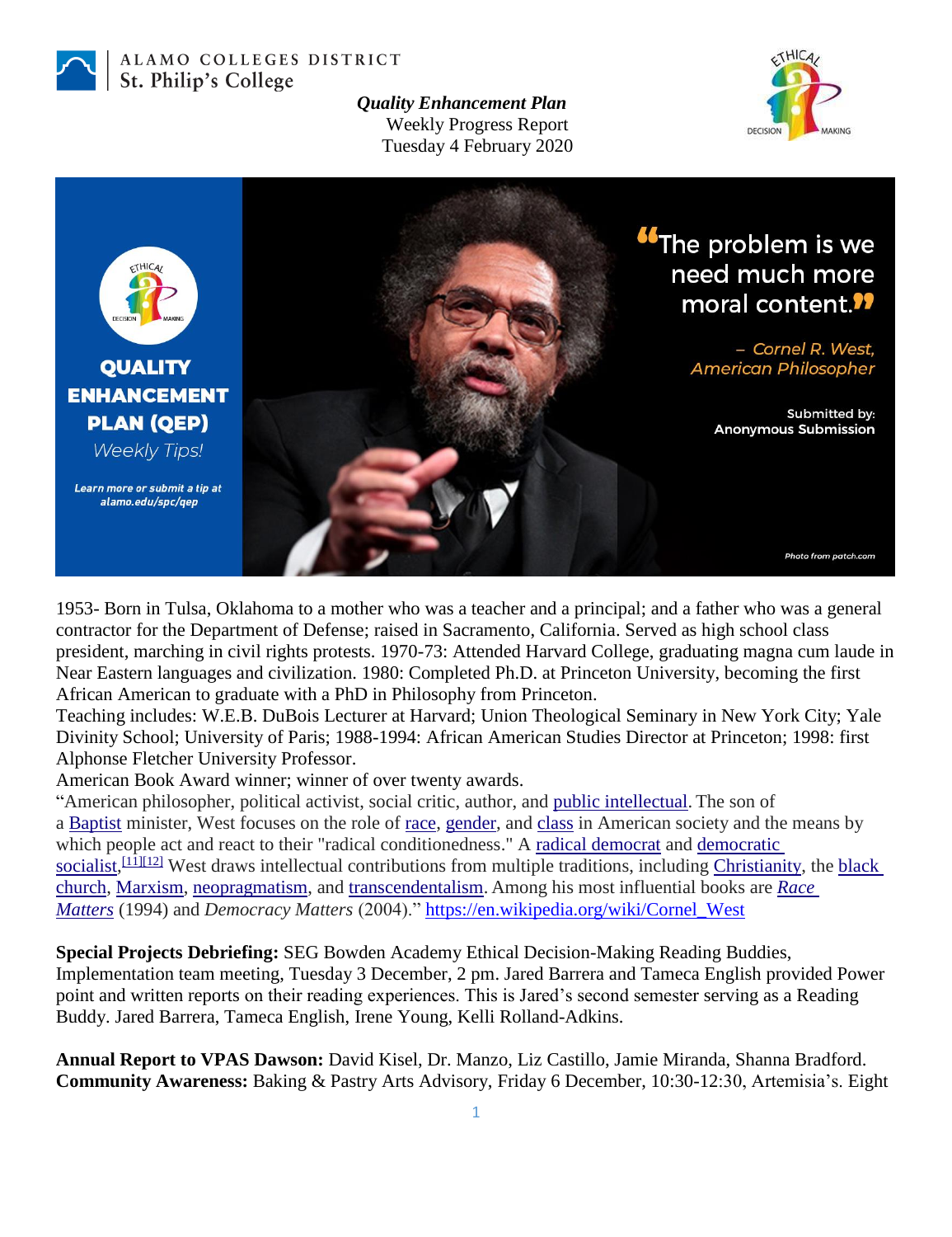ALAMO COLLEGES DISTRICT
St. Philip's College

***Quality Enhancement Plan***
Weekly Progress Report
Tuesday 4 February 2020

**QUALITY ENHANCEMENT PLAN (QEP)**
*Weekly Tips!*

***Learn more or submit a tip at alamo.edu/spc/qep***

"The problem is we need much more moral content."

*– Cornel R. West, American Philosopher*

Submitted by: Anonymous Submission

*Photo from patch.com*

1953- Born in Tulsa, Oklahoma to a mother who was a teacher and a principal; and a father who was a general contractor for the Department of Defense; raised in Sacramento, California. Served as high school class president, marching in civil rights protests. 1970-73: Attended Harvard College, graduating magna cum laude in Near Eastern languages and civilization. 1980: Completed Ph.D. at Princeton University, becoming the first African American to graduate with a PhD in Philosophy from Princeton.
Teaching includes: W.E.B. DuBois Lecturer at Harvard; Union Theological Seminary in New York City; Yale Divinity School; University of Paris; 1988-1994: African American Studies Director at Princeton; 1998: first Alphonse Fletcher University Professor.
American Book Award winner; winner of over twenty awards.
"American philosopher, political activist, social critic, author, and public intellectual. The son of a Baptist minister, West focuses on the role of race, gender, and class in American society and the means by which people act and react to their "radical conditionedness." A radical democrat and democratic socialist,[11][12] West draws intellectual contributions from multiple traditions, including Christianity, the black church, Marxism, neopragmatism, and transcendentalism. Among his most influential books are *Race Matters* (1994) and *Democracy Matters* (2004)." https://en.wikipedia.org/wiki/Cornel_West

**Special Projects Debriefing:** SEG Bowden Academy Ethical Decision-Making Reading Buddies, Implementation team meeting, Tuesday 3 December, 2 pm. Jared Barrera and Tameca English provided Power point and written reports on their reading experiences. This is Jared's second semester serving as a Reading Buddy. Jared Barrera, Tameca English, Irene Young, Kelli Rolland-Adkins.

**Annual Report to VPAS Dawson:** David Kisel, Dr. Manzo, Liz Castillo, Jamie Miranda, Shanna Bradford.
**Community Awareness:** Baking & Pastry Arts Advisory, Friday 6 December, 10:30-12:30, Artemisia's. Eight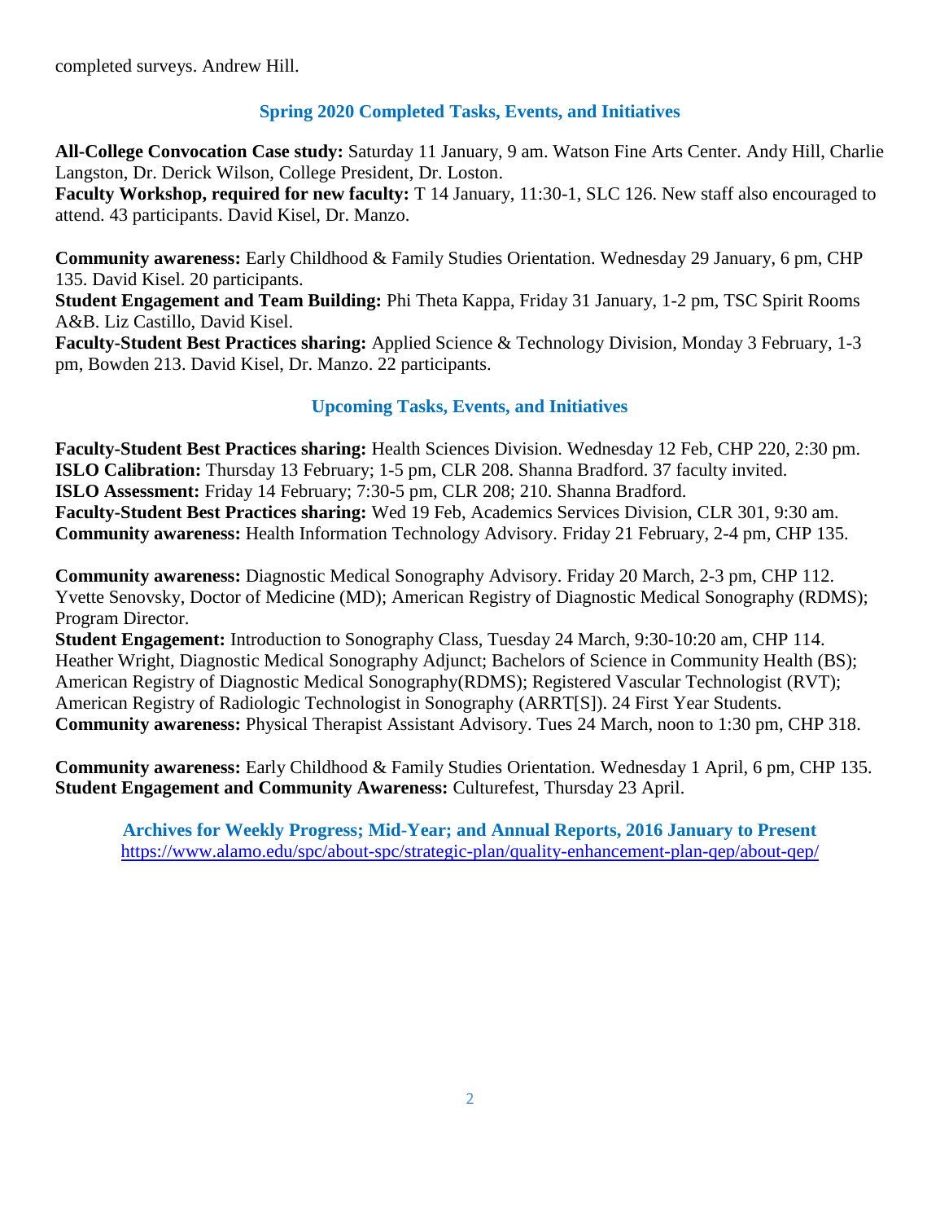completed surveys. Andrew Hill.

## Spring 2020 Completed Tasks, Events, and Initiatives

**All-College Convocation Case study:** Saturday 11 January, 9 am. Watson Fine Arts Center. Andy Hill, Charlie Langston, Dr. Derick Wilson, College President, Dr. Loston.
**Faculty Workshop, required for new faculty:** T 14 January, 11:30-1, SLC 126. New staff also encouraged to attend. 43 participants. David Kisel, Dr. Manzo.

**Community awareness:** Early Childhood & Family Studies Orientation. Wednesday 29 January, 6 pm, CHP 135. David Kisel. 20 participants.
**Student Engagement and Team Building:** Phi Theta Kappa, Friday 31 January, 1-2 pm, TSC Spirit Rooms A&B. Liz Castillo, David Kisel.
**Faculty-Student Best Practices sharing:** Applied Science & Technology Division, Monday 3 February, 1-3 pm, Bowden 213. David Kisel, Dr. Manzo. 22 participants.

## Upcoming Tasks, Events, and Initiatives

**Faculty-Student Best Practices sharing:** Health Sciences Division. Wednesday 12 Feb, CHP 220, 2:30 pm.
**ISLO Calibration:** Thursday 13 February; 1-5 pm, CLR 208. Shanna Bradford. 37 faculty invited.
**ISLO Assessment:** Friday 14 February; 7:30-5 pm, CLR 208; 210. Shanna Bradford.
**Faculty-Student Best Practices sharing:** Wed 19 Feb, Academics Services Division, CLR 301, 9:30 am.
**Community awareness:** Health Information Technology Advisory. Friday 21 February, 2-4 pm, CHP 135.

**Community awareness:** Diagnostic Medical Sonography Advisory. Friday 20 March, 2-3 pm, CHP 112. Yvette Senovsky, Doctor of Medicine (MD); American Registry of Diagnostic Medical Sonography (RDMS); Program Director.
**Student Engagement:** Introduction to Sonography Class, Tuesday 24 March, 9:30-10:20 am, CHP 114. Heather Wright, Diagnostic Medical Sonography Adjunct; Bachelors of Science in Community Health (BS); American Registry of Diagnostic Medical Sonography(RDMS); Registered Vascular Technologist (RVT); American Registry of Radiologic Technologist in Sonography (ARRT[S]). 24 First Year Students.
**Community awareness:** Physical Therapist Assistant Advisory. Tues 24 March, noon to 1:30 pm, CHP 318.

**Community awareness:** Early Childhood & Family Studies Orientation. Wednesday 1 April, 6 pm, CHP 135.
**Student Engagement and Community Awareness:** Culturefest, Thursday 23 April.

**Archives for Weekly Progress; Mid-Year; and Annual Reports, 2016 January to Present**
https://www.alamo.edu/spc/about-spc/strategic-plan/quality-enhancement-plan-qep/about-qep/